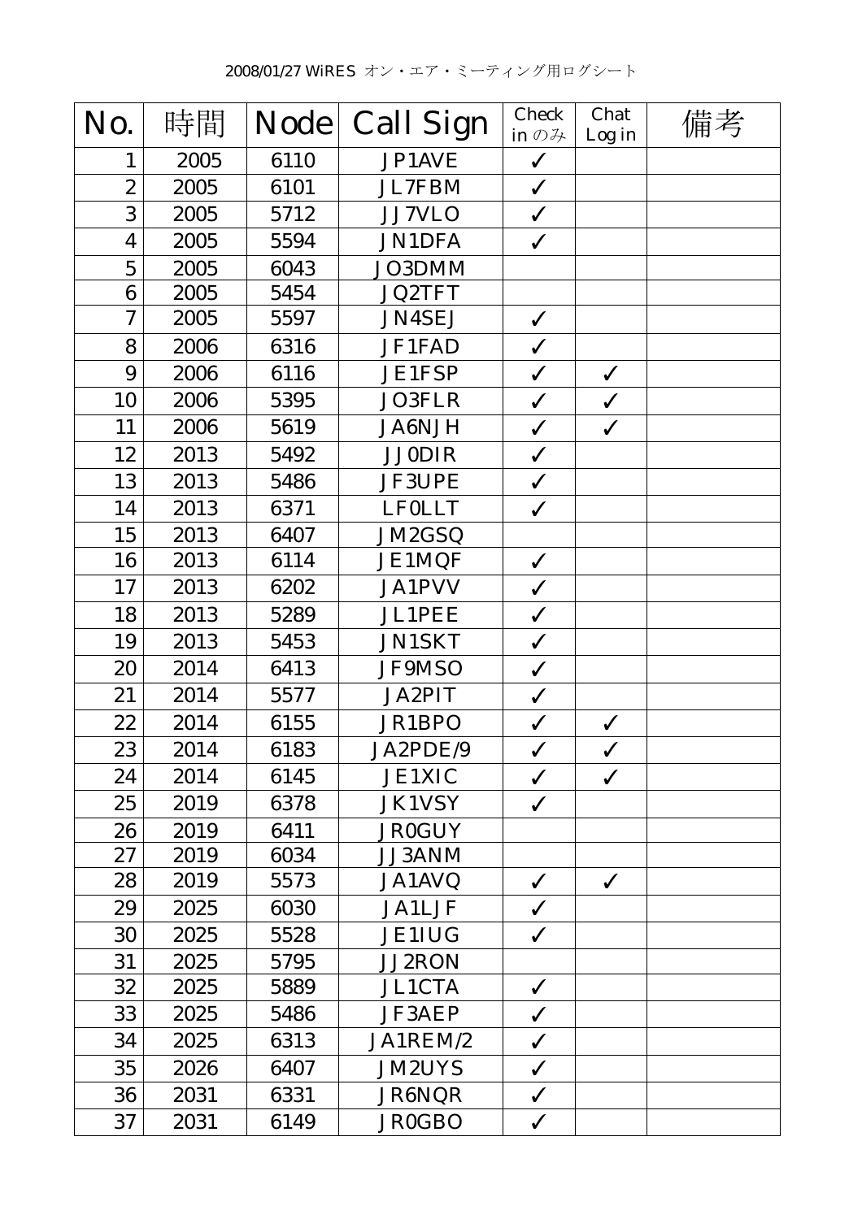2008/01/27 WiRES オン・エア・ミーティング用ログシート

| No. | 時間 | Node | Call Sign | Check in のみ | Chat Log in | 備考 |
|---|---|---|---|---|---|---|
| 1 | 2005 | 6110 | JP1AVE | ✓ | | |
| 2 | 2005 | 6101 | JL7FBM | ✓ | | |
| 3 | 2005 | 5712 | JJ7VLO | ✓ | | |
| 4 | 2005 | 5594 | JN1DFA | ✓ | | |
| 5 | 2005 | 6043 | JO3DMM | | | |
| 6 | 2005 | 5454 | JQ2TFT | | | |
| 7 | 2005 | 5597 | JN4SEJ | ✓ | | |
| 8 | 2006 | 6316 | JF1FAD | ✓ | | |
| 9 | 2006 | 6116 | JE1FSP | ✓ | ✓ | |
| 10 | 2006 | 5395 | JO3FLR | ✓ | ✓ | |
| 11 | 2006 | 5619 | JA6NJH | ✓ | ✓ | |
| 12 | 2013 | 5492 | JJ0DIR | ✓ | | |
| 13 | 2013 | 5486 | JF3UPE | ✓ | | |
| 14 | 2013 | 6371 | LF0LLT | ✓ | | |
| 15 | 2013 | 6407 | JM2GSQ | | | |
| 16 | 2013 | 6114 | JE1MQF | ✓ | | |
| 17 | 2013 | 6202 | JA1PVV | ✓ | | |
| 18 | 2013 | 5289 | JL1PEE | ✓ | | |
| 19 | 2013 | 5453 | JN1SKT | ✓ | | |
| 20 | 2014 | 6413 | JF9MSO | ✓ | | |
| 21 | 2014 | 5577 | JA2PIT | ✓ | | |
| 22 | 2014 | 6155 | JR1BPO | ✓ | ✓ | |
| 23 | 2014 | 6183 | JA2PDE/9 | ✓ | ✓ | |
| 24 | 2014 | 6145 | JE1XIC | ✓ | ✓ | |
| 25 | 2019 | 6378 | JK1VSY | ✓ | | |
| 26 | 2019 | 6411 | JR0GUY | | | |
| 27 | 2019 | 6034 | JJ3ANM | | | |
| 28 | 2019 | 5573 | JA1AVQ | ✓ | ✓ | |
| 29 | 2025 | 6030 | JA1LJF | ✓ | | |
| 30 | 2025 | 5528 | JE1IUG | ✓ | | |
| 31 | 2025 | 5795 | JJ2RON | | | |
| 32 | 2025 | 5889 | JL1CTA | ✓ | | |
| 33 | 2025 | 5486 | JF3AEP | ✓ | | |
| 34 | 2025 | 6313 | JA1REM/2 | ✓ | | |
| 35 | 2026 | 6407 | JM2UYS | ✓ | | |
| 36 | 2031 | 6331 | JR6NQR | ✓ | | |
| 37 | 2031 | 6149 | JR0GBO | ✓ | | |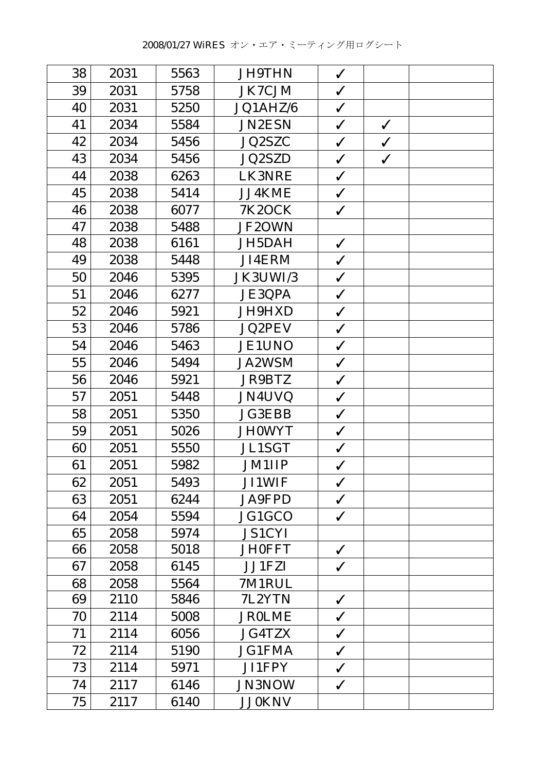2008/01/27 WiRES オン・エア・ミーティング用ログシート

| | | | | | | |
|---|---|---|---|---|---|---|
| 38 | 2031 | 5563 | JH9THN | ✓ | | |
| 39 | 2031 | 5758 | JK7CJM | ✓ | | |
| 40 | 2031 | 5250 | JQ1AHZ/6 | ✓ | | |
| 41 | 2034 | 5584 | JN2ESN | ✓ | ✓ | |
| 42 | 2034 | 5456 | JQ2SZC | ✓ | ✓ | |
| 43 | 2034 | 5456 | JQ2SZD | ✓ | ✓ | |
| 44 | 2038 | 6263 | LK3NRE | ✓ | | |
| 45 | 2038 | 5414 | JJ4KME | ✓ | | |
| 46 | 2038 | 6077 | 7K2OCK | ✓ | | |
| 47 | 2038 | 5488 | JF2OWN | | | |
| 48 | 2038 | 6161 | JH5DAH | ✓ | | |
| 49 | 2038 | 5448 | JI4ERM | ✓ | | |
| 50 | 2046 | 5395 | JK3UWI/3 | ✓ | | |
| 51 | 2046 | 6277 | JE3QPA | ✓ | | |
| 52 | 2046 | 5921 | JH9HXD | ✓ | | |
| 53 | 2046 | 5786 | JQ2PEV | ✓ | | |
| 54 | 2046 | 5463 | JE1UNO | ✓ | | |
| 55 | 2046 | 5494 | JA2WSM | ✓ | | |
| 56 | 2046 | 5921 | JR9BTZ | ✓ | | |
| 57 | 2051 | 5448 | JN4UVQ | ✓ | | |
| 58 | 2051 | 5350 | JG3EBB | ✓ | | |
| 59 | 2051 | 5026 | JH0WYT | ✓ | | |
| 60 | 2051 | 5550 | JL1SGT | ✓ | | |
| 61 | 2051 | 5982 | JM1IIP | ✓ | | |
| 62 | 2051 | 5493 | JI1WIF | ✓ | | |
| 63 | 2051 | 6244 | JA9FPD | ✓ | | |
| 64 | 2054 | 5594 | JG1GCO | ✓ | | |
| 65 | 2058 | 5974 | JS1CYI | | | |
| 66 | 2058 | 5018 | JH0FFT | ✓ | | |
| 67 | 2058 | 6145 | JJ1FZI | ✓ | | |
| 68 | 2058 | 5564 | 7M1RUL | | | |
| 69 | 2110 | 5846 | 7L2YTN | ✓ | | |
| 70 | 2114 | 5008 | JR0LME | ✓ | | |
| 71 | 2114 | 6056 | JG4TZX | ✓ | | |
| 72 | 2114 | 5190 | JG1FMA | ✓ | | |
| 73 | 2114 | 5971 | JI1FPY | ✓ | | |
| 74 | 2117 | 6146 | JN3NOW | ✓ | | |
| 75 | 2117 | 6140 | JJ0KNV | | | |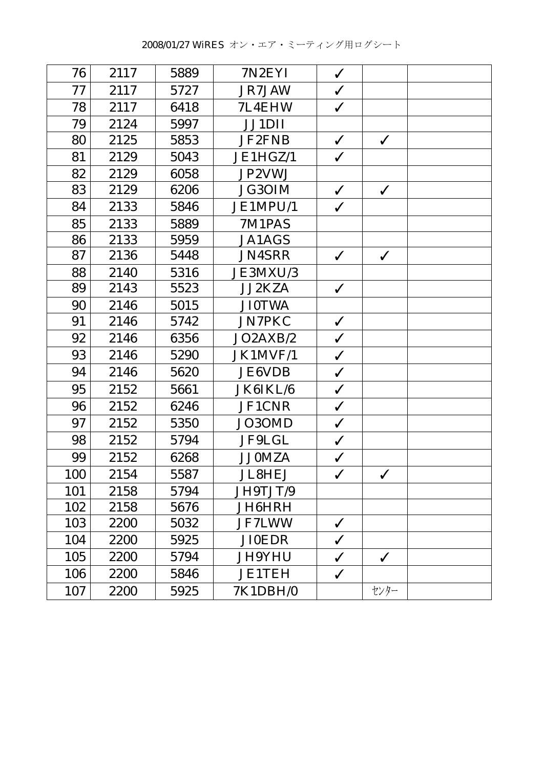| | | | | | | |
|---|---|---|---|---|---|---|
| 76 | 2117 | 5889 | 7N2EYI | ✓ | | |
| 77 | 2117 | 5727 | JR7JAW | ✓ | | |
| 78 | 2117 | 6418 | 7L4EHW | ✓ | | |
| 79 | 2124 | 5997 | JJ1DII | | | |
| 80 | 2125 | 5853 | JF2FNB | ✓ | ✓ | |
| 81 | 2129 | 5043 | JE1HGZ/1 | ✓ | | |
| 82 | 2129 | 6058 | JP2VWJ | | | |
| 83 | 2129 | 6206 | JG3OIM | ✓ | ✓ | |
| 84 | 2133 | 5846 | JE1MPU/1 | ✓ | | |
| 85 | 2133 | 5889 | 7M1PAS | | | |
| 86 | 2133 | 5959 | JA1AGS | | | |
| 87 | 2136 | 5448 | JN4SRR | ✓ | ✓ | |
| 88 | 2140 | 5316 | JE3MXU/3 | | | |
| 89 | 2143 | 5523 | JJ2KZA | ✓ | | |
| 90 | 2146 | 5015 | JI0TWA | | | |
| 91 | 2146 | 5742 | JN7PKC | ✓ | | |
| 92 | 2146 | 6356 | JO2AXB/2 | ✓ | | |
| 93 | 2146 | 5290 | JK1MVF/1 | ✓ | | |
| 94 | 2146 | 5620 | JE6VDB | ✓ | | |
| 95 | 2152 | 5661 | JK6IKL/6 | ✓ | | |
| 96 | 2152 | 6246 | JF1CNR | ✓ | | |
| 97 | 2152 | 5350 | JO3OMD | ✓ | | |
| 98 | 2152 | 5794 | JF9LGL | ✓ | | |
| 99 | 2152 | 6268 | JJ0MZA | ✓ | | |
| 100 | 2154 | 5587 | JL8HEJ | ✓ | ✓ | |
| 101 | 2158 | 5794 | JH9TJT/9 | | | |
| 102 | 2158 | 5676 | JH6HRH | | | |
| 103 | 2200 | 5032 | JF7LWW | ✓ | | |
| 104 | 2200 | 5925 | JI0EDR | ✓ | | |
| 105 | 2200 | 5794 | JH9YHU | ✓ | ✓ | |
| 106 | 2200 | 5846 | JE1TEH | ✓ | | |
| 107 | 2200 | 5925 | 7K1DBH/0 | | ｾﾝﾀｰ | |